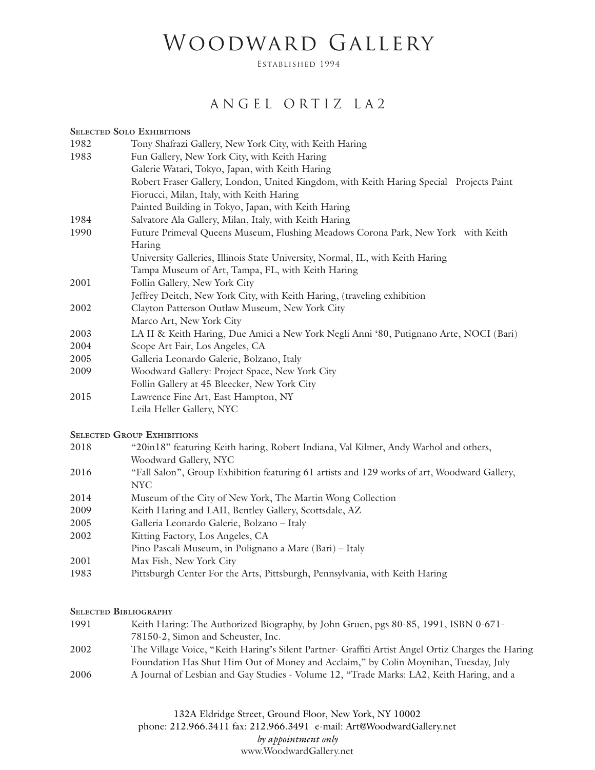# Woodward Gallery

Established 1994

## ANGEL ORTIZ LA2

**Selected Solo Exhibitions**

| | |
|---|---|
| 1982 | Tony Shafrazi Gallery, New York City, with Keith Haring |
| 1983 | Fun Gallery, New York City, with Keith Haring |
| | Galerie Watari, Tokyo, Japan, with Keith Haring |
| | Robert Fraser Gallery, London, United Kingdom, with Keith Haring Special Projects Paint |
| | Fiorucci, Milan, Italy, with Keith Haring |
| | Painted Building in Tokyo, Japan, with Keith Haring |
| 1984 | Salvatore Ala Gallery, Milan, Italy, with Keith Haring |
| 1990 | Future Primeval Queens Museum, Flushing Meadows Corona Park, New York with Keith Haring |
| | University Galleries, Illinois State University, Normal, IL, with Keith Haring |
| | Tampa Museum of Art, Tampa, FL, with Keith Haring |
| 2001 | Follin Gallery, New York City |
| | Jeffrey Deitch, New York City, with Keith Haring, (traveling exhibition |
| 2002 | Clayton Patterson Outlaw Museum, New York City |
| | Marco Art, New York City |
| 2003 | LA II & Keith Haring, Due Amici a New York Negli Anni '80, Putignano Arte, NOCI (Bari) |
| 2004 | Scope Art Fair, Los Angeles, CA |
| 2005 | Galleria Leonardo Galerie, Bolzano, Italy |
| 2009 | Woodward Gallery: Project Space, New York City |
| | Follin Gallery at 45 Bleecker, New York City |
| 2015 | Lawrence Fine Art, East Hampton, NY |
| | Leila Heller Gallery, NYC |

**Selected Group Exhibitions**

| | |
|---|---|
| 2018 | "20in18" featuring Keith haring, Robert Indiana, Val Kilmer, Andy Warhol and others, Woodward Gallery, NYC |
| 2016 | "Fall Salon", Group Exhibition featuring 61 artists and 129 works of art, Woodward Gallery, NYC |
| 2014 | Museum of the City of New York, The Martin Wong Collection |
| 2009 | Keith Haring and LAII, Bentley Gallery, Scottsdale, AZ |
| 2005 | Galleria Leonardo Galerie, Bolzano – Italy |
| 2002 | Kitting Factory, Los Angeles, CA |
| | Pino Pascali Museum, in Polignano a Mare (Bari) – Italy |
| 2001 | Max Fish, New York City |
| 1983 | Pittsburgh Center For the Arts, Pittsburgh, Pennsylvania, with Keith Haring |

**Selected Bibliography**

| | |
|---|---|
| 1991 | Keith Haring: The Authorized Biography, by John Gruen, pgs 80-85, 1991, ISBN 0-671-78150-2, Simon and Scheuster, Inc. |
| 2002 | The Village Voice, "Keith Haring's Silent Partner- Graffiti Artist Angel Ortiz Charges the Haring Foundation Has Shut Him Out of Money and Acclaim," by Colin Moynihan, Tuesday, July |
| 2006 | A Journal of Lesbian and Gay Studies - Volume 12, "Trade Marks: LA2, Keith Haring, and a |

132A Eldridge Street, Ground Floor, New York, NY 10002
phone: 212.966.3411 fax: 212.966.3491 e-mail: Art@WoodwardGallery.net
*by appointment only*
www.WoodwardGallery.net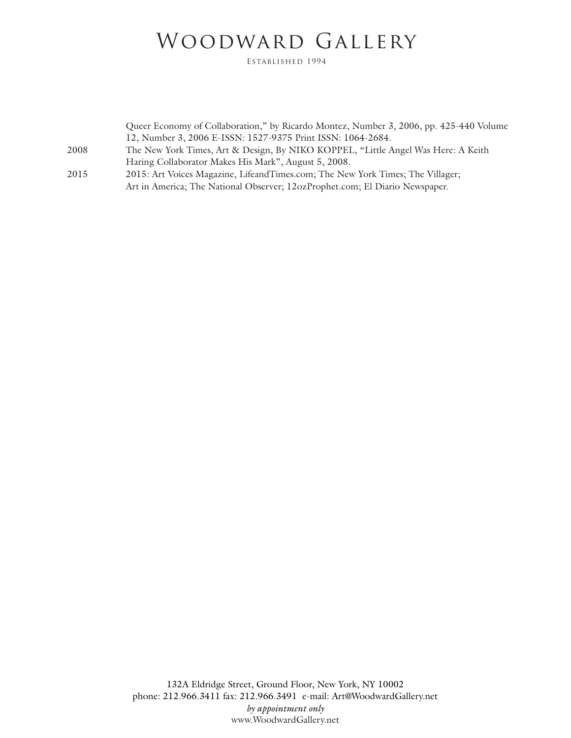| | |
|---|---|
| | Queer Economy of Collaboration," by Ricardo Montez, Number 3, 2006, pp. 425-440 Volume 12, Number 3, 2006 E-ISSN: 1527-9375 Print ISSN: 1064-2684. |
| 2008 | The New York Times, Art & Design, By NIKO KOPPEL, "Little Angel Was Here: A Keith Haring Collaborator Makes His Mark", August 5, 2008. |
| 2015 | 2015: Art Voices Magazine, LifeandTimes.com; The New York Times; The Villager; Art in America; The National Observer; 12ozProphet.com; El Diario Newspaper. |